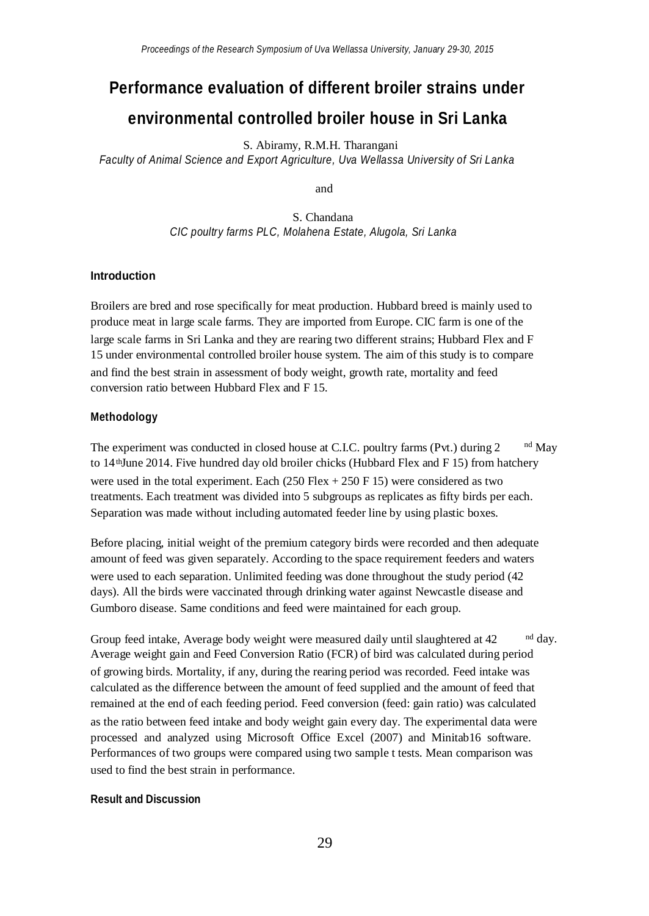# Performance evaluation of different broiler strains under environmental controlled broiler house in Sri Lanka

S. Abiramy, R.M.H. Tharangani

*Faculty of Animal Science and Export Agriculture, Uva Wellassa University of Sri Lanka*

and

S. Chandana

*CIC poultry farms PLC, Molahena Estate, Alugola, Sri Lanka*

## Introduction

Broilers are bred and rose specifically for meat production. Hubbard breed is mainly used to produce meat in large scale farms. They are imported from Europe. CIC farm is one of the large scale farms in Sri Lanka and they are rearing two different strains; Hubbard Flex and F 15 under environmental controlled broiler house system. The aim of this study is to compare and find the best strain in assessment of body weight, growth rate, mortality and feed conversion ratio between Hubbard Flex and F 15.

## Methodology

The experiment was conducted in closed house at C.I.C. poultry farms (Pvt.) during 2$^{nd}$ May to 14$^{th}$ June 2014. Five hundred day old broiler chicks (Hubbard Flex and F 15) from hatchery were used in the total experiment. Each (250 Flex + 250 F 15) were considered as two treatments. Each treatment was divided into 5 subgroups as replicates as fifty birds per each. Separation was made without including automated feeder line by using plastic boxes.

Before placing, initial weight of the premium category birds were recorded and then adequate amount of feed was given separately. According to the space requirement feeders and waters were used to each separation. Unlimited feeding was done throughout the study period (42 days). All the birds were vaccinated through drinking water against Newcastle disease and Gumboro disease. Same conditions and feed were maintained for each group.

Group feed intake, Average body weight were measured daily until slaughtered at 42$^{nd}$ day. Average weight gain and Feed Conversion Ratio (FCR) of bird was calculated during period of growing birds. Mortality, if any, during the rearing period was recorded. Feed intake was calculated as the difference between the amount of feed supplied and the amount of feed that remained at the end of each feeding period. Feed conversion (feed: gain ratio) was calculated as the ratio between feed intake and body weight gain every day. The experimental data were processed and analyzed using Microsoft Office Excel (2007) and Minitab16 software. Performances of two groups were compared using two sample t tests. Mean comparison was used to find the best strain in performance.

## Result and Discussion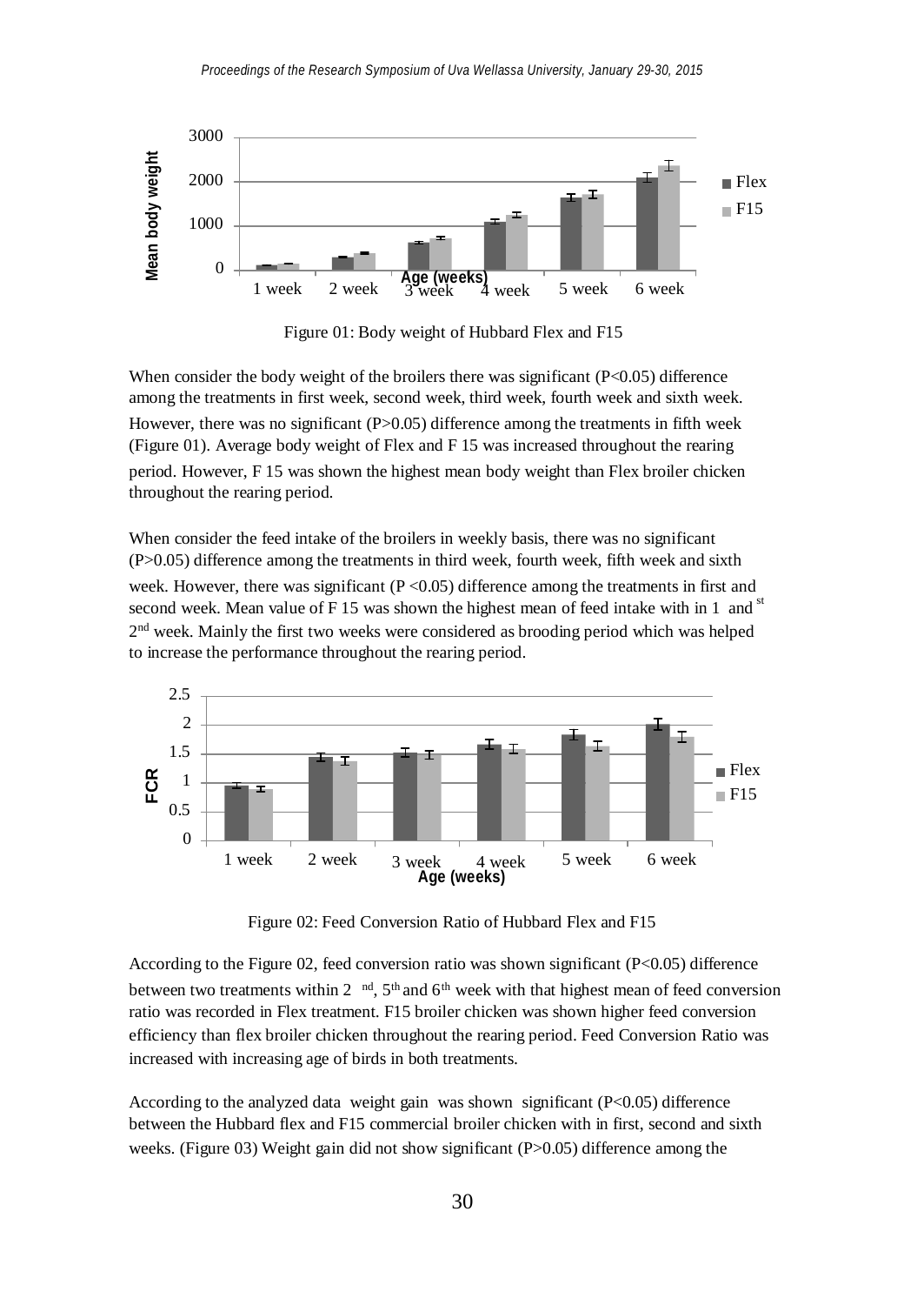Figure 01: Body weight of Hubbard Flex and F15

When consider the body weight of the broilers there was significant ($P<0.05$) difference among the treatments in first week, second week, third week, fourth week and sixth week. However, there was no significant ($P>0.05$) difference among the treatments in fifth week (Figure 01). Average body weight of Flex and F 15 was increased throughout the rearing period. However, F 15 was shown the highest mean body weight than Flex broiler chicken throughout the rearing period.

When consider the feed intake of the broilers in weekly basis, there was no significant ($P>0.05$) difference among the treatments in third week, fourth week, fifth week and sixth week. However, there was significant ($P <0.05$) difference among the treatments in first and second week. Mean value of F 15 was shown the highest mean of feed intake with in 1st and 2nd week. Mainly the first two weeks were considered as brooding period which was helped to increase the performance throughout the rearing period.

Figure 02: Feed Conversion Ratio of Hubbard Flex and F15

According to the Figure 02, feed conversion ratio was shown significant ($P<0.05$) difference between two treatments within 2nd, 5th and 6th week with that highest mean of feed conversion ratio was recorded in Flex treatment. F15 broiler chicken was shown higher feed conversion efficiency than flex broiler chicken throughout the rearing period. Feed Conversion Ratio was increased with increasing age of birds in both treatments.

According to the analyzed data weight gain was shown significant ($P<0.05$) difference between the Hubbard flex and F15 commercial broiler chicken with in first, second and sixth weeks. (Figure 03) Weight gain did not show significant ($P>0.05$) difference among the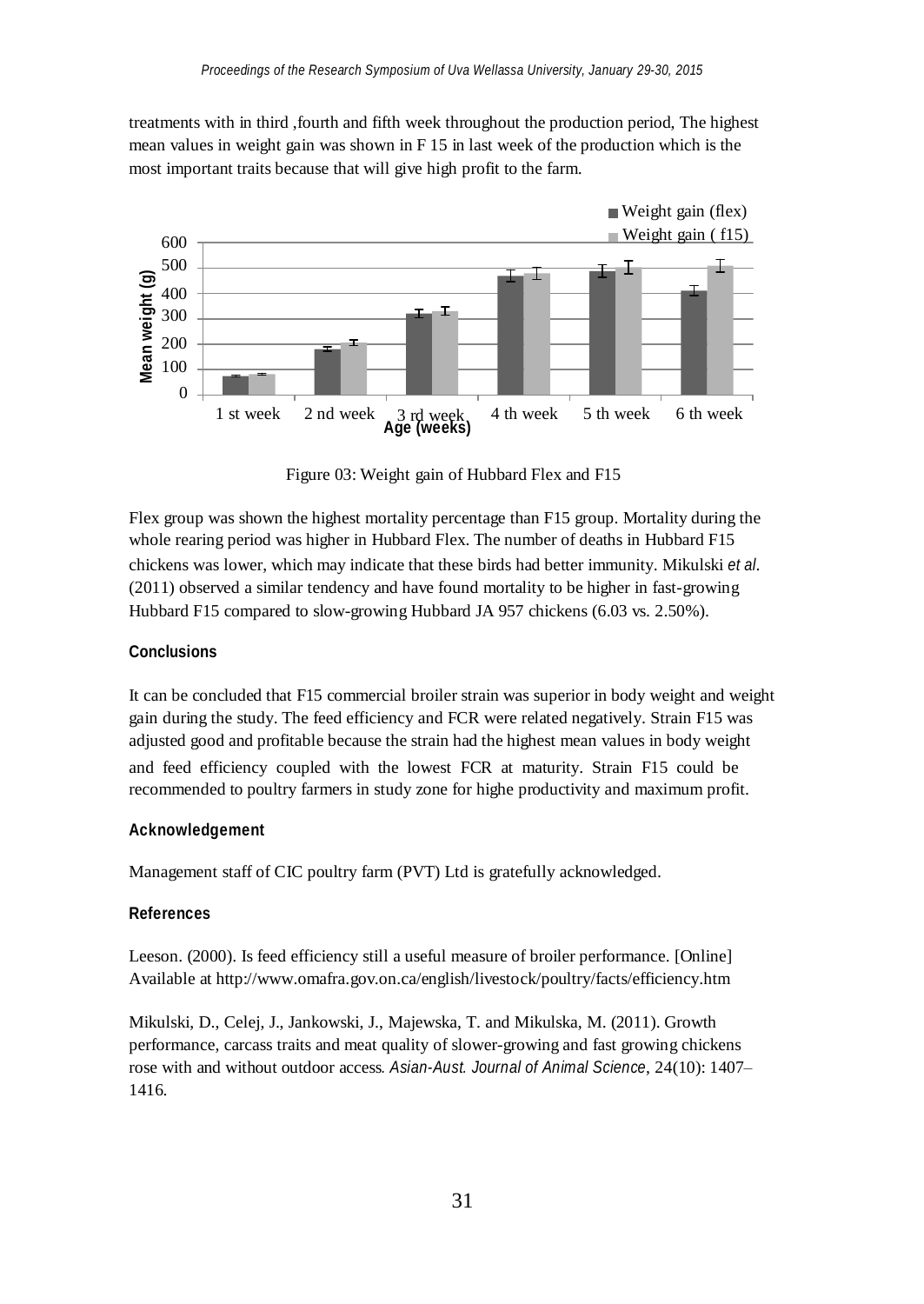treatments with in third ,fourth and fifth week throughout the production period, The highest mean values in weight gain was shown in F 15 in last week of the production which is the most important traits because that will give high profit to the farm.

Weight gain (flex)
Weight gain ( f15)
600
500
400
300
200
100
0
Mean weight (g)
1 st week
2 nd week
3 rd week
4 th week
5 th week
6 th week
Age (weeks)

Figure 03: Weight gain of Hubbard Flex and F15

Flex group was shown the highest mortality percentage than F15 group. Mortality during the whole rearing period was higher in Hubbard Flex. The number of deaths in Hubbard F15 chickens was lower, which may indicate that these birds had better immunity. Mikulski *et al.* (2011) observed a similar tendency and have found mortality to be higher in fast-growing Hubbard F15 compared to slow-growing Hubbard JA 957 chickens (6.03 vs. 2.50%).

## Conclusions

It can be concluded that F15 commercial broiler strain was superior in body weight and weight gain during the study. The feed efficiency and FCR were related negatively. Strain F15 was adjusted good and profitable because the strain had the highest mean values in body weight and feed efficiency coupled with the lowest FCR at maturity. Strain F15 could be recommended to poultry farmers in study zone for highe productivity and maximum profit.

## Acknowledgement

Management staff of CIC poultry farm (PVT) Ltd is gratefully acknowledged.

## References

Leeson. (2000). Is feed efficiency still a useful measure of broiler performance. [Online] Available at http://www.omafra.gov.on.ca/english/livestock/poultry/facts/efficiency.htm

Mikulski, D., Celej, J., Jankowski, J., Majewska, T. and Mikulska, M. (2011). Growth performance, carcass traits and meat quality of slower-growing and fast growing chickens rose with and without outdoor access. *Asian-Aust. Journal of Animal Science*, 24(10): 1407–1416.